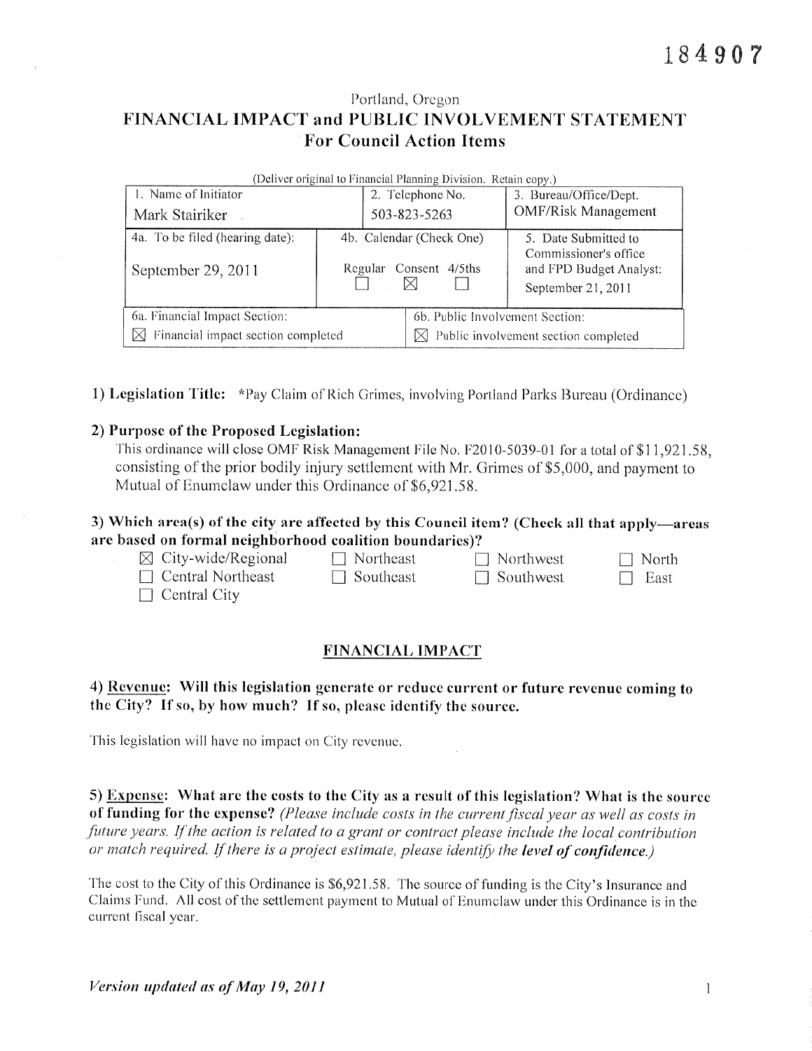184907

Portland, Oregon

# FINANCIAL IMPACT and PUBLIC INVOLVEMENT STATEMENT
## For Council Action Items

(Deliver original to Financial Planning Division. Retain copy.)

| | | |
|---|---|---|
| 1. Name of Initiator<br>Mark Stairiker | 2. Telephone No.<br>503-823-5263 | 3. Bureau/Office/Dept.<br>OMF/Risk Management |
| 4a. To be filed (hearing date):<br>September 29, 2011 | 4b. Calendar (Check One)<br>Regular ☐ Consent ☒ 4/5ths ☐ | 5. Date Submitted to Commissioner's office and FPD Budget Analyst:<br>September 21, 2011 |
| 6a. Financial Impact Section:<br>☒ Financial impact section completed | 6b. Public Involvement Section:<br>☒ Public involvement section completed | |

**1) Legislation Title:** *Pay Claim of Rich Grimes, involving Portland Parks Bureau (Ordinance)

**2) Purpose of the Proposed Legislation:**

This ordinance will close OMF Risk Management File No. F2010-5039-01 for a total of $11,921.58, consisting of the prior bodily injury settlement with Mr. Grimes of $5,000, and payment to Mutual of Enumclaw under this Ordinance of $6,921.58.

**3) Which area(s) of the city are affected by this Council item? (Check all that apply—areas are based on formal neighborhood coalition boundaries)?**

| | | | |
|---|---|---|---|
| ☒ City-wide/Regional | ☐ Northeast | ☐ Northwest | ☐ North |
| ☐ Central Northeast | ☐ Southeast | ☐ Southwest | ☐ East |
| ☐ Central City | | | |

## FINANCIAL IMPACT

**4) Revenue: Will this legislation generate or reduce current or future revenue coming to the City? If so, by how much? If so, please identify the source.**

This legislation will have no impact on City revenue.

**5) Expense: What are the costs to the City as a result of this legislation? What is the source of funding for the expense?** *(Please include costs in the current fiscal year as well as costs in future years. If the action is related to a grant or contract please include the local contribution or match required. If there is a project estimate, please identify the* ***level of confidence.****)*

The cost to the City of this Ordinance is $6,921.58. The source of funding is the City's Insurance and Claims Fund. All cost of the settlement payment to Mutual of Enumclaw under this Ordinance is in the current fiscal year.

*Version updated as of May 19, 2011*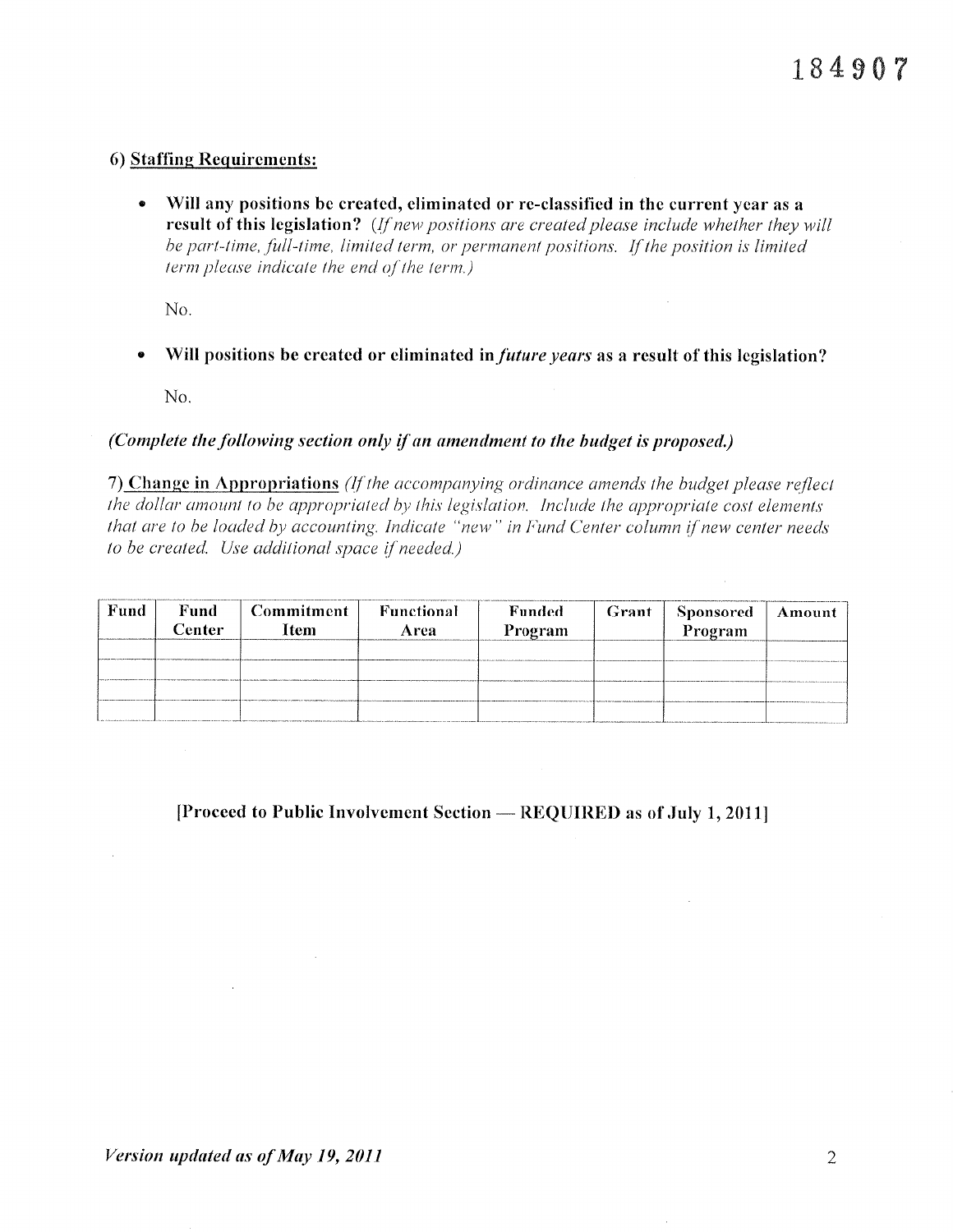184907

### 6) Staffing Requirements:

- **Will any positions be created, eliminated or re-classified in the current year as a result of this legislation?** *(If new positions are created please include whether they will be part-time, full-time, limited term, or permanent positions. If the position is limited term please indicate the end of the term.)*

  No.

- **Will positions be created or eliminated in *future years* as a result of this legislation?**

  No.

***(Complete the following section only if an amendment to the budget is proposed.)***

**7) Change in Appropriations** *(If the accompanying ordinance amends the budget please reflect the dollar amount to be appropriated by this legislation. Include the appropriate cost elements that are to be loaded by accounting. Indicate "new" in Fund Center column if new center needs to be created. Use additional space if needed.)*

| Fund | Fund Center | Commitment Item | Functional Area | Funded Program | Grant | Sponsored Program | Amount |
|---|---|---|---|---|---|---|---|
| | | | | | | | |
| | | | | | | | |
| | | | | | | | |
| | | | | | | | |

**[Proceed to Public Involvement Section — REQUIRED as of July 1, 2011]**

*Version updated as of May 19, 2011*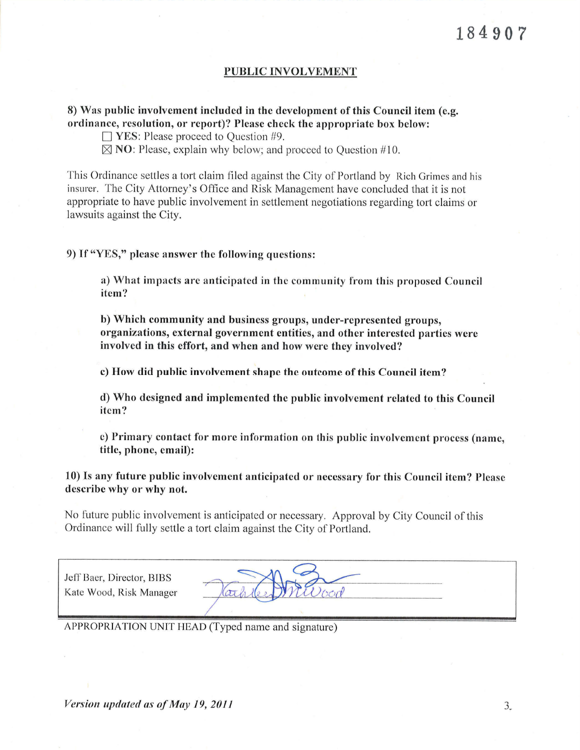184907

## PUBLIC INVOLVEMENT

**8) Was public involvement included in the development of this Council item (e.g. ordinance, resolution, or report)? Please check the appropriate box below:**

☐ **YES**: Please proceed to Question #9.

☒ **NO**: Please, explain why below; and proceed to Question #10.

This Ordinance settles a tort claim filed against the City of Portland by Rich Grimes and his insurer. The City Attorney's Office and Risk Management have concluded that it is not appropriate to have public involvement in settlement negotiations regarding tort claims or lawsuits against the City.

**9) If "YES," please answer the following questions:**

**a) What impacts are anticipated in the community from this proposed Council item?**

**b) Which community and business groups, under-represented groups, organizations, external government entities, and other interested parties were involved in this effort, and when and how were they involved?**

**c) How did public involvement shape the outcome of this Council item?**

**d) Who designed and implemented the public involvement related to this Council item?**

**e) Primary contact for more information on this public involvement process (name, title, phone, email):**

**10) Is any future public involvement anticipated or necessary for this Council item? Please describe why or why not.**

No future public involvement is anticipated or necessary. Approval by City Council of this Ordinance will fully settle a tort claim against the City of Portland.

Jeff Baer, Director, BIBS
Kate Wood, Risk Manager

APPROPRIATION UNIT HEAD (Typed name and signature)

*Version updated as of May 19, 2011*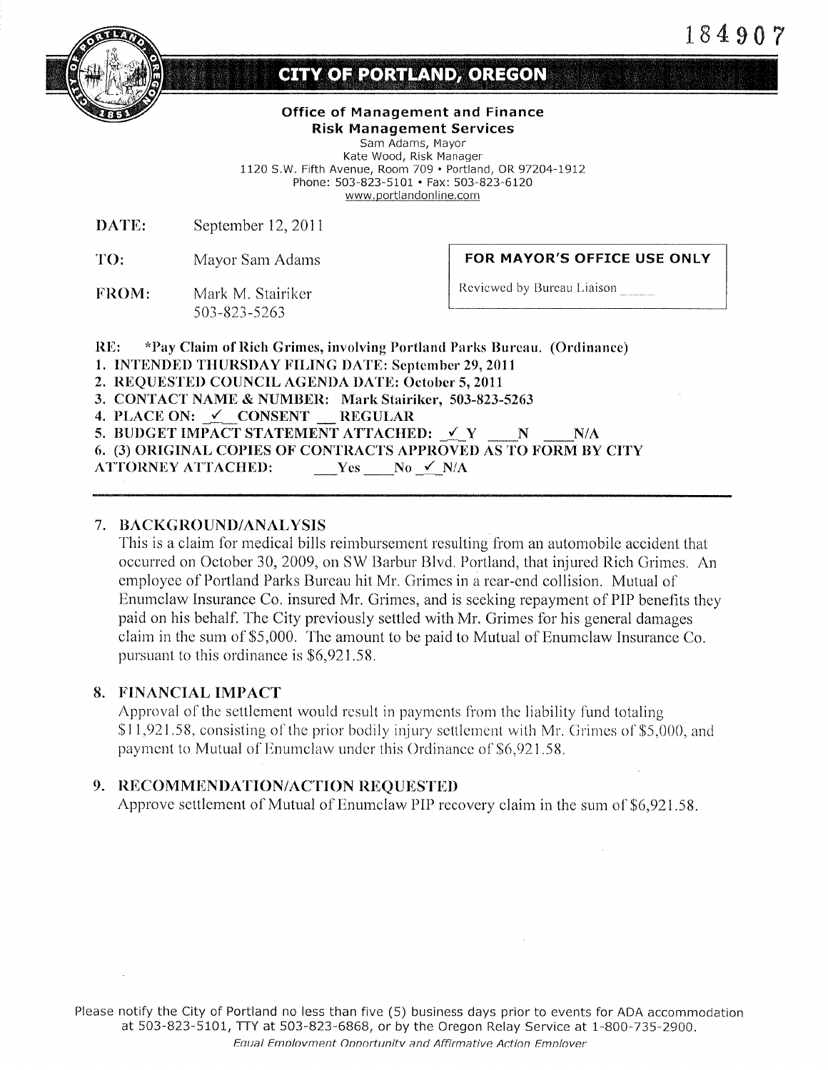184907

# CITY OF PORTLAND, OREGON

**Office of Management and Finance**
**Risk Management Services**
Sam Adams, Mayor
Kate Wood, Risk Manager
1120 S.W. Fifth Avenue, Room 709 • Portland, OR 97204-1912
Phone: 503-823-5101 • Fax: 503-823-6120
www.portlandonline.com

**DATE:** September 12, 2011

**TO:** Mayor Sam Adams

**FROM:** Mark M. Stairiker
503-823-5263

| FOR MAYOR'S OFFICE USE ONLY |
|---|
| Reviewed by Bureau Liaison ______ |

**RE: *Pay Claim of Rich Grimes, involving Portland Parks Bureau. (Ordinance)**

**1. INTENDED THURSDAY FILING DATE: September 29, 2011**
**2. REQUESTED COUNCIL AGENDA DATE: October 5, 2011**
**3. CONTACT NAME & NUMBER: Mark Stairiker, 503-823-5263**
**4. PLACE ON: _✓_ CONSENT __ REGULAR**
**5. BUDGET IMPACT STATEMENT ATTACHED: _✓_Y ___N ___N/A**
**6. (3) ORIGINAL COPIES OF CONTRACTS APPROVED AS TO FORM BY CITY ATTORNEY ATTACHED: ___Yes ___No _✓_N/A**

## 7. BACKGROUND/ANALYSIS

This is a claim for medical bills reimbursement resulting from an automobile accident that occurred on October 30, 2009, on SW Barbur Blvd. Portland, that injured Rich Grimes. An employee of Portland Parks Bureau hit Mr. Grimes in a rear-end collision. Mutual of Enumclaw Insurance Co. insured Mr. Grimes, and is seeking repayment of PIP benefits they paid on his behalf. The City previously settled with Mr. Grimes for his general damages claim in the sum of $5,000. The amount to be paid to Mutual of Enumclaw Insurance Co. pursuant to this ordinance is $6,921.58.

## 8. FINANCIAL IMPACT

Approval of the settlement would result in payments from the liability fund totaling $11,921.58, consisting of the prior bodily injury settlement with Mr. Grimes of $5,000, and payment to Mutual of Enumclaw under this Ordinance of $6,921.58.

## 9. RECOMMENDATION/ACTION REQUESTED

Approve settlement of Mutual of Enumclaw PIP recovery claim in the sum of $6,921.58.

Please notify the City of Portland no less than five (5) business days prior to events for ADA accommodation at 503-823-5101, TTY at 503-823-6868, or by the Oregon Relay Service at 1-800-735-2900.

*Equal Employment Opportunity and Affirmative Action Employer*